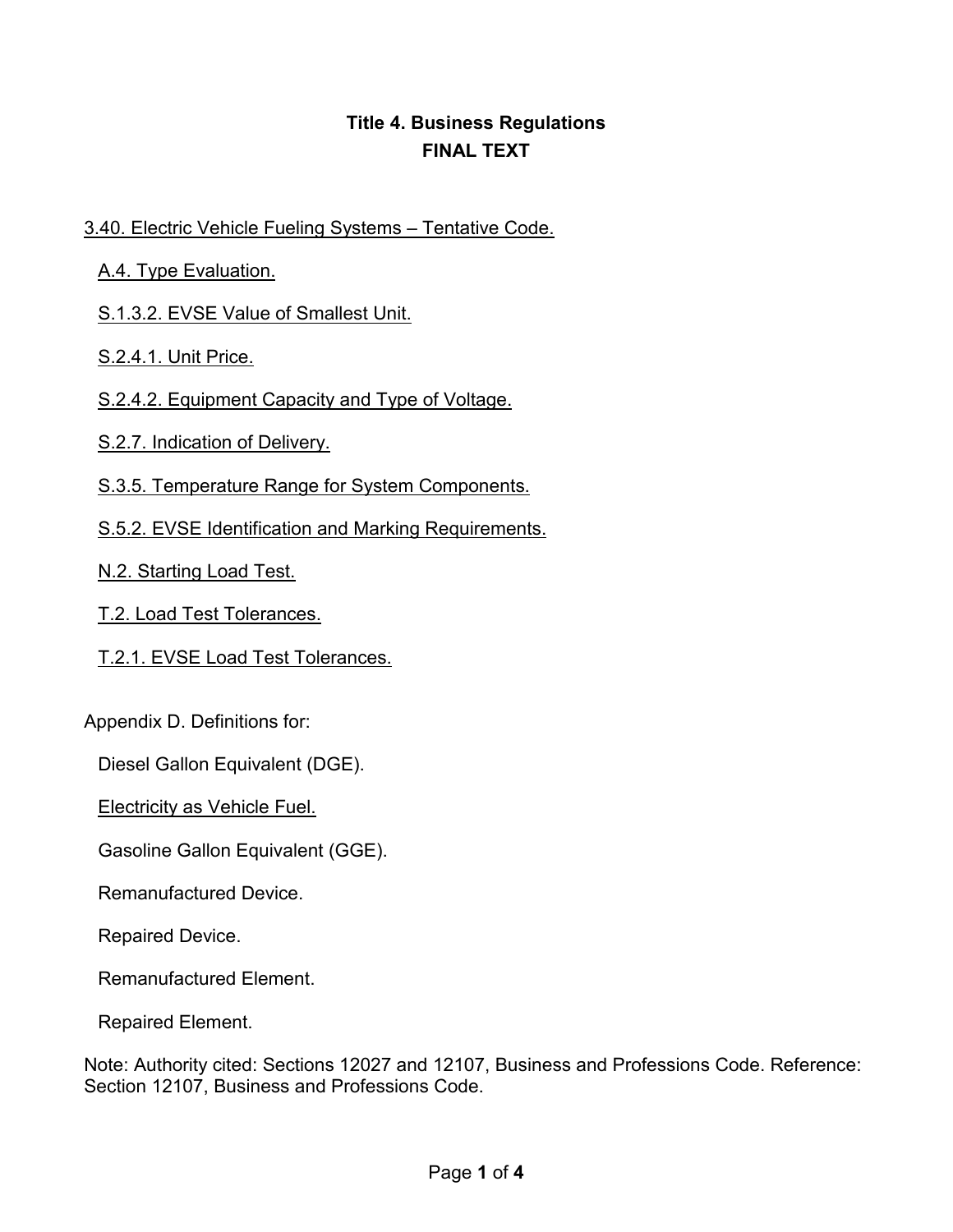**Title 4. Business Regulations**
**FINAL TEXT**

<u>3.40. Electric Vehicle Fueling Systems – Tentative Code.</u>

<u>A.4. Type Evaluation.</u>

<u>S.1.3.2. EVSE Value of Smallest Unit.</u>

<u>S.2.4.1. Unit Price.</u>

<u>S.2.4.2. Equipment Capacity and Type of Voltage.</u>

<u>S.2.7. Indication of Delivery.</u>

<u>S.3.5. Temperature Range for System Components.</u>

<u>S.5.2. EVSE Identification and Marking Requirements.</u>

<u>N.2. Starting Load Test.</u>

<u>T.2. Load Test Tolerances.</u>

<u>T.2.1. EVSE Load Test Tolerances.</u>

Appendix D. Definitions for:

Diesel Gallon Equivalent (DGE).

<u>Electricity as Vehicle Fuel.</u>

Gasoline Gallon Equivalent (GGE).

Remanufactured Device.

Repaired Device.

Remanufactured Element.

Repaired Element.

Note: Authority cited: Sections 12027 and 12107, Business and Professions Code. Reference: Section 12107, Business and Professions Code.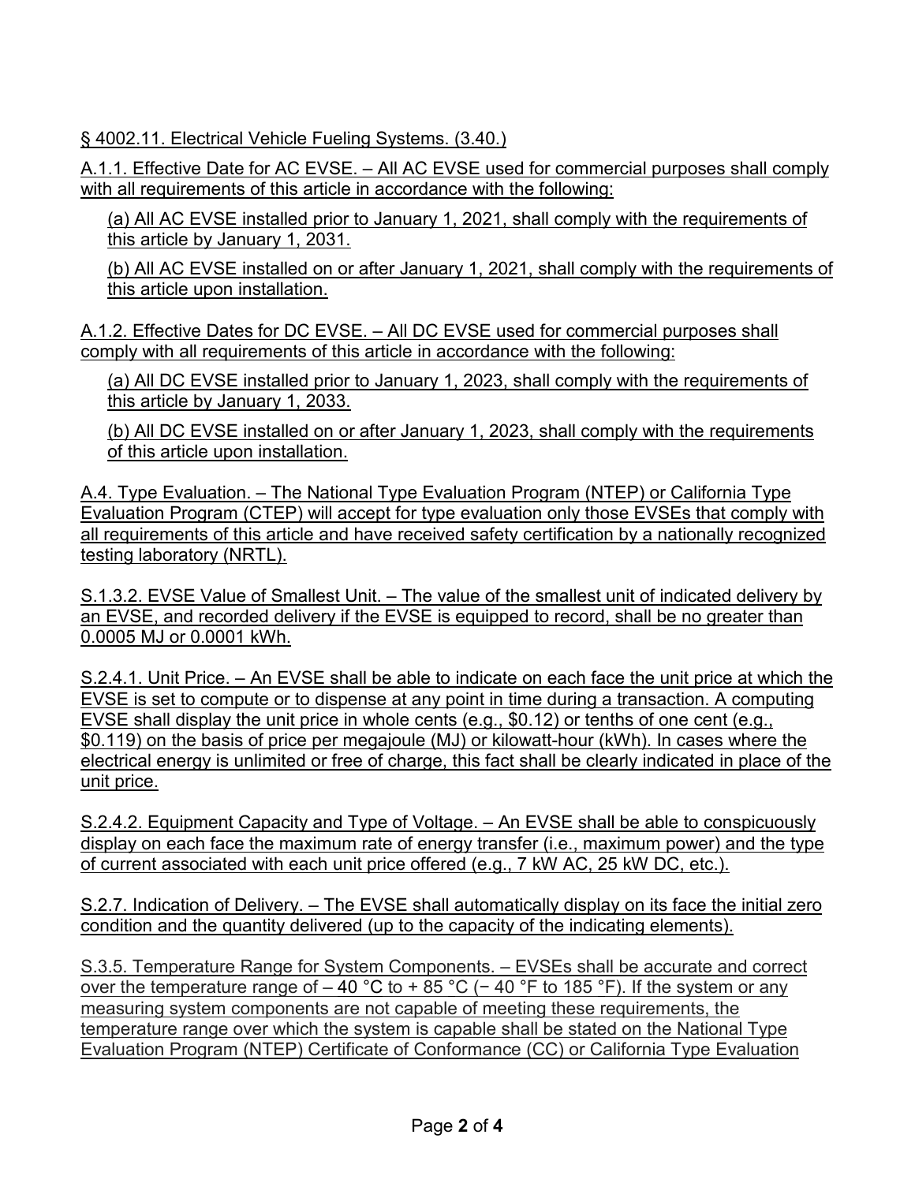§ 4002.11. Electrical Vehicle Fueling Systems. (3.40.)

A.1.1. Effective Date for AC EVSE. – All AC EVSE used for commercial purposes shall comply with all requirements of this article in accordance with the following:

(a) All AC EVSE installed prior to January 1, 2021, shall comply with the requirements of this article by January 1, 2031.

(b) All AC EVSE installed on or after January 1, 2021, shall comply with the requirements of this article upon installation.

A.1.2. Effective Dates for DC EVSE. – All DC EVSE used for commercial purposes shall comply with all requirements of this article in accordance with the following:

(a) All DC EVSE installed prior to January 1, 2023, shall comply with the requirements of this article by January 1, 2033.

(b) All DC EVSE installed on or after January 1, 2023, shall comply with the requirements of this article upon installation.

A.4. Type Evaluation. – The National Type Evaluation Program (NTEP) or California Type Evaluation Program (CTEP) will accept for type evaluation only those EVSEs that comply with all requirements of this article and have received safety certification by a nationally recognized testing laboratory (NRTL).

S.1.3.2. EVSE Value of Smallest Unit. – The value of the smallest unit of indicated delivery by an EVSE, and recorded delivery if the EVSE is equipped to record, shall be no greater than 0.0005 MJ or 0.0001 kWh.

S.2.4.1. Unit Price. – An EVSE shall be able to indicate on each face the unit price at which the EVSE is set to compute or to dispense at any point in time during a transaction. A computing EVSE shall display the unit price in whole cents (e.g., $0.12) or tenths of one cent (e.g., $0.119) on the basis of price per megajoule (MJ) or kilowatt-hour (kWh). In cases where the electrical energy is unlimited or free of charge, this fact shall be clearly indicated in place of the unit price.

S.2.4.2. Equipment Capacity and Type of Voltage. – An EVSE shall be able to conspicuously display on each face the maximum rate of energy transfer (i.e., maximum power) and the type of current associated with each unit price offered (e.g., 7 kW AC, 25 kW DC, etc.).

S.2.7. Indication of Delivery. – The EVSE shall automatically display on its face the initial zero condition and the quantity delivered (up to the capacity of the indicating elements).

S.3.5. Temperature Range for System Components. – EVSEs shall be accurate and correct over the temperature range of – 40 °C to + 85 °C (− 40 °F to 185 °F). If the system or any measuring system components are not capable of meeting these requirements, the temperature range over which the system is capable shall be stated on the National Type Evaluation Program (NTEP) Certificate of Conformance (CC) or California Type Evaluation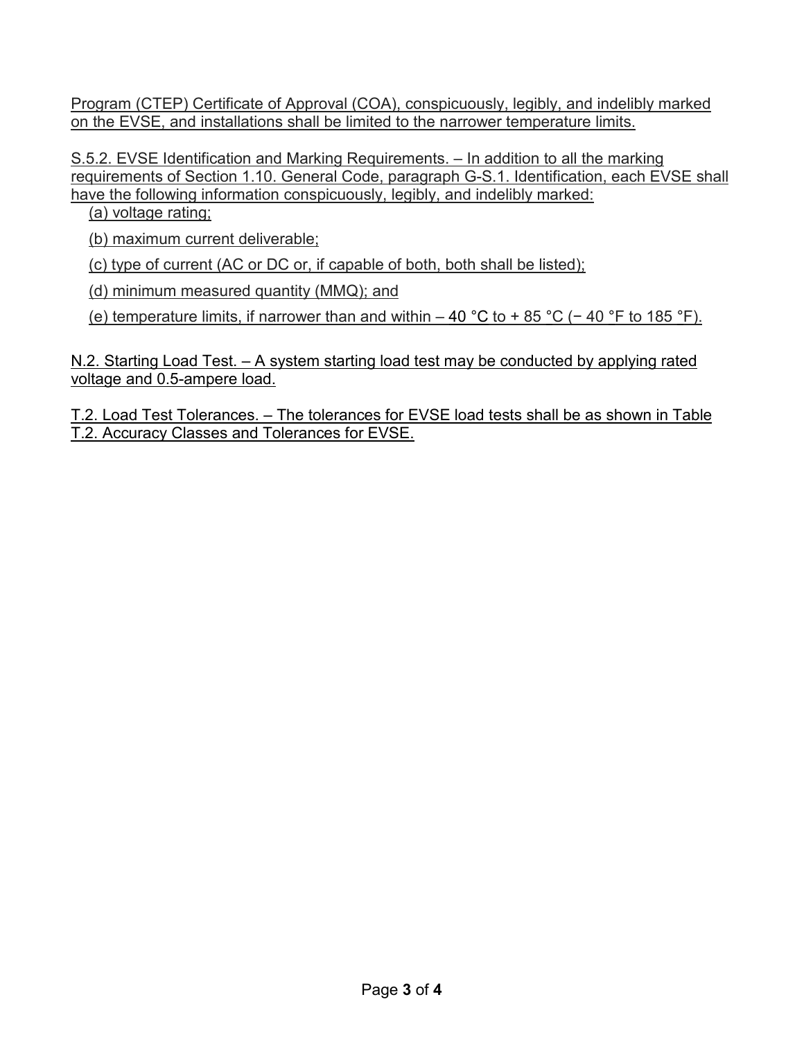Program (CTEP) Certificate of Approval (COA), conspicuously, legibly, and indelibly marked on the EVSE, and installations shall be limited to the narrower temperature limits.

S.5.2. EVSE Identification and Marking Requirements. – In addition to all the marking requirements of Section 1.10. General Code, paragraph G-S.1. Identification, each EVSE shall have the following information conspicuously, legibly, and indelibly marked:

(a) voltage rating;

(b) maximum current deliverable;

(c) type of current (AC or DC or, if capable of both, both shall be listed);

(d) minimum measured quantity (MMQ); and

(e) temperature limits, if narrower than and within – 40 °C to + 85 °C (− 40 °F to 185 °F).

N.2. Starting Load Test. – A system starting load test may be conducted by applying rated voltage and 0.5-ampere load.

T.2. Load Test Tolerances. – The tolerances for EVSE load tests shall be as shown in Table T.2. Accuracy Classes and Tolerances for EVSE.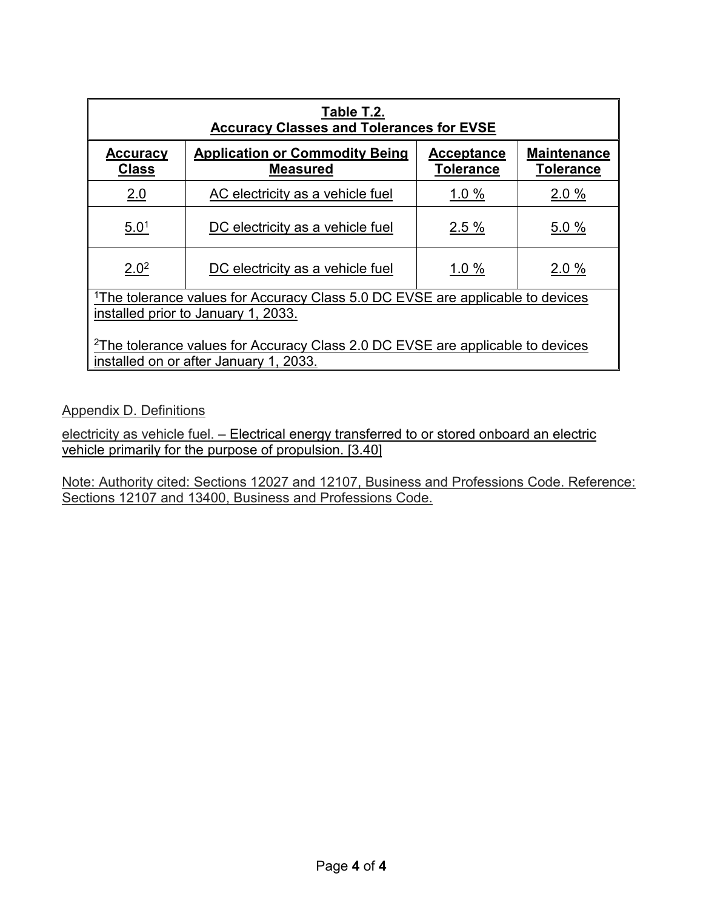**Table T.2.**
**Accuracy Classes and Tolerances for EVSE**

| Accuracy Class | Application or Commodity Being Measured | Acceptance Tolerance | Maintenance Tolerance |
| --- | --- | --- | --- |
| 2.0 | AC electricity as a vehicle fuel | 1.0 % | 2.0 % |
| 5.0[1] | DC electricity as a vehicle fuel | 2.5 % | 5.0 % |
| 2.0[2] | DC electricity as a vehicle fuel | 1.0 % | 2.0 % |

[1]The tolerance values for Accuracy Class 5.0 DC EVSE are applicable to devices installed prior to January 1, 2033.

[2]The tolerance values for Accuracy Class 2.0 DC EVSE are applicable to devices installed on or after January 1, 2033.

Appendix D. Definitions

electricity as vehicle fuel. – Electrical energy transferred to or stored onboard an electric vehicle primarily for the purpose of propulsion. [3.40]

Note: Authority cited: Sections 12027 and 12107, Business and Professions Code. Reference: Sections 12107 and 13400, Business and Professions Code.